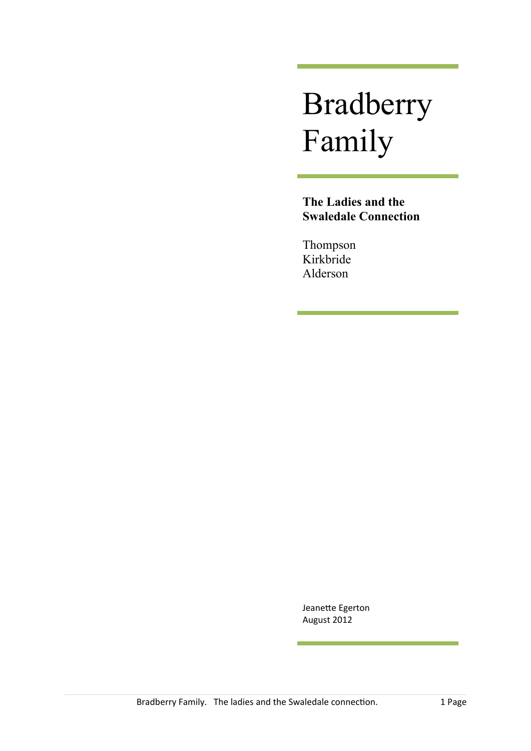# Bradberry Family

**The Ladies and the Swaledale Connection**

Thompson
Kirkbride
Alderson

Jeanette Egerton
August 2012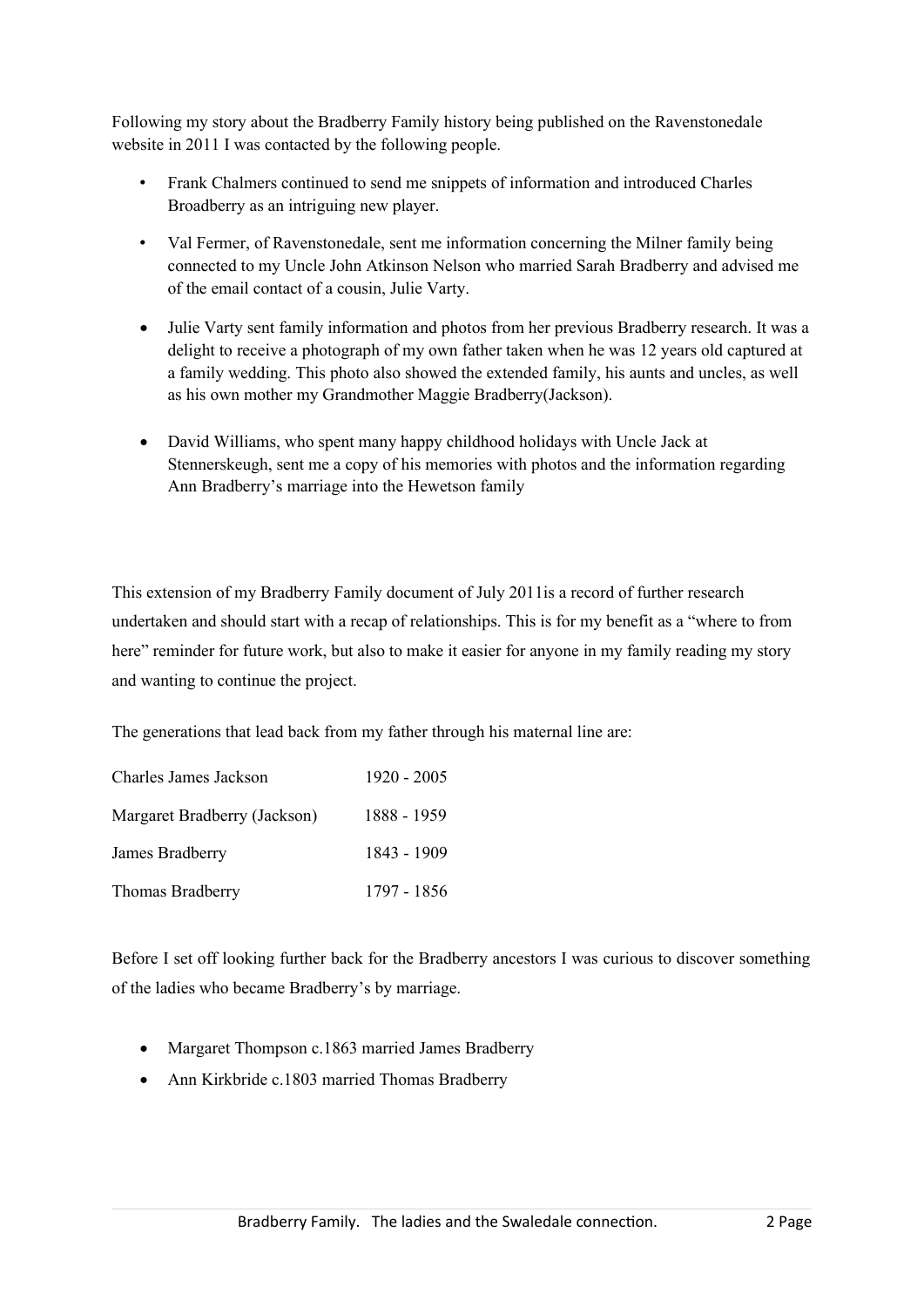Following my story about the Bradberry Family history being published on the Ravenstonedale website in 2011 I was contacted by the following people.

- Frank Chalmers continued to send me snippets of information and introduced Charles Broadberry as an intriguing new player.
- Val Fermer, of Ravenstonedale, sent me information concerning the Milner family being connected to my Uncle John Atkinson Nelson who married Sarah Bradberry and advised me of the email contact of a cousin, Julie Varty.
- Julie Varty sent family information and photos from her previous Bradberry research. It was a delight to receive a photograph of my own father taken when he was 12 years old captured at a family wedding. This photo also showed the extended family, his aunts and uncles, as well as his own mother my Grandmother Maggie Bradberry(Jackson).
- David Williams, who spent many happy childhood holidays with Uncle Jack at Stennerskeugh, sent me a copy of his memories with photos and the information regarding Ann Bradberry's marriage into the Hewetson family

This extension of my Bradberry Family document of July 2011is a record of further research undertaken and should start with a recap of relationships. This is for my benefit as a "where to from here" reminder for future work, but also to make it easier for anyone in my family reading my story and wanting to continue the project.

The generations that lead back from my father through his maternal line are:

| | |
|---|---|
| Charles James Jackson | 1920 - 2005 |
| Margaret Bradberry (Jackson) | 1888 - 1959 |
| James Bradberry | 1843 - 1909 |
| Thomas Bradberry | 1797 - 1856 |

Before I set off looking further back for the Bradberry ancestors I was curious to discover something of the ladies who became Bradberry's by marriage.

- Margaret Thompson c.1863 married James Bradberry
- Ann Kirkbride c.1803 married Thomas Bradberry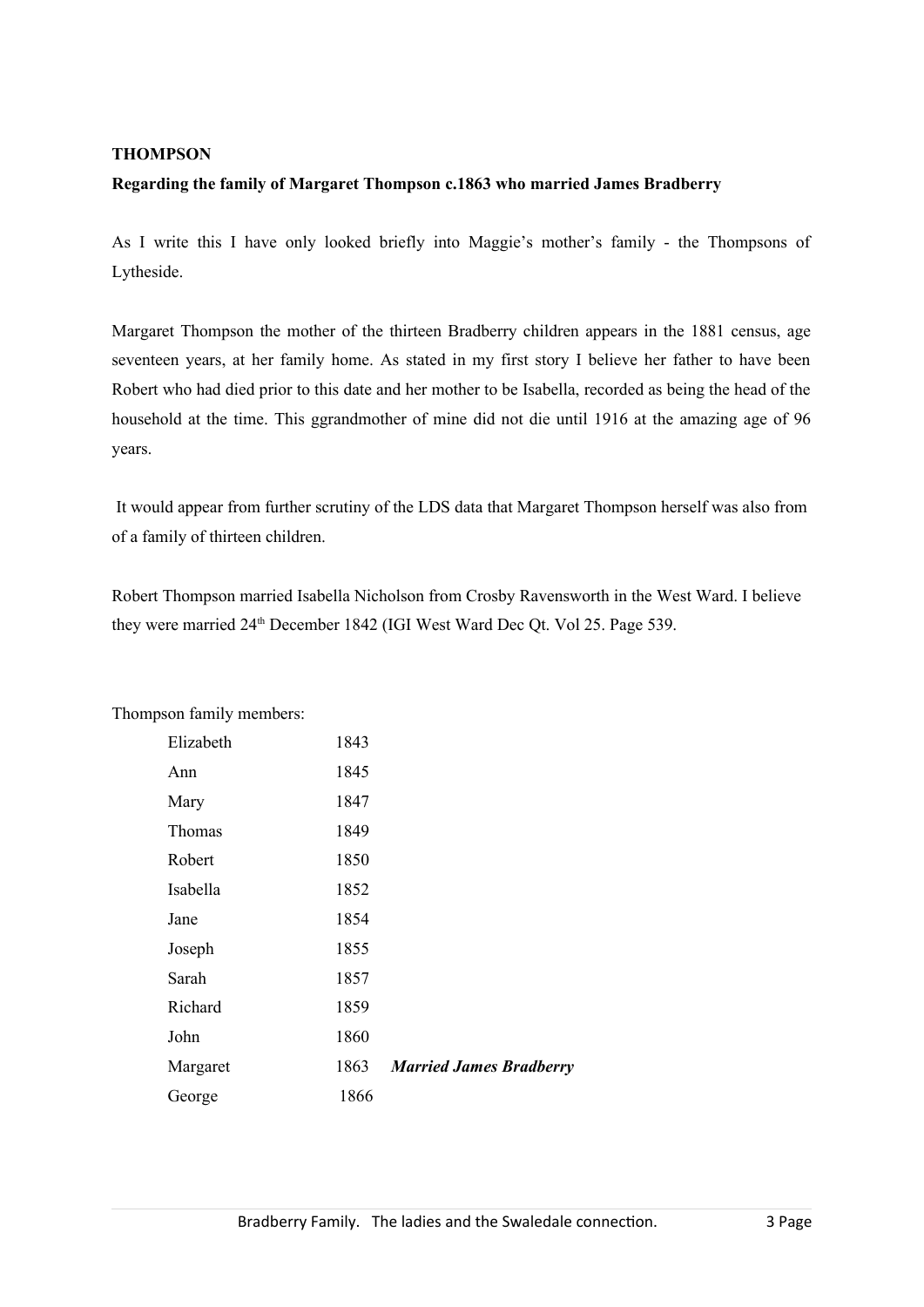**THOMPSON**

**Regarding the family of Margaret Thompson c.1863 who married James Bradberry**

As I write this I have only looked briefly into Maggie's mother's family - the Thompsons of Lytheside.

Margaret Thompson the mother of the thirteen Bradberry children appears in the 1881 census, age seventeen years, at her family home. As stated in my first story I believe her father to have been Robert who had died prior to this date and her mother to be Isabella, recorded as being the head of the household at the time. This ggrandmother of mine did not die until 1916 at the amazing age of 96 years.

It would appear from further scrutiny of the LDS data that Margaret Thompson herself was also from of a family of thirteen children.

Robert Thompson married Isabella Nicholson from Crosby Ravensworth in the West Ward. I believe they were married 24th December 1842 (IGI West Ward Dec Qt. Vol 25. Page 539.

Thompson family members:

| | | |
|---|---|---|
| Elizabeth | 1843 | |
| Ann | 1845 | |
| Mary | 1847 | |
| Thomas | 1849 | |
| Robert | 1850 | |
| Isabella | 1852 | |
| Jane | 1854 | |
| Joseph | 1855 | |
| Sarah | 1857 | |
| Richard | 1859 | |
| John | 1860 | |
| Margaret | 1863 | ***Married James Bradberry*** |
| George | 1866 | |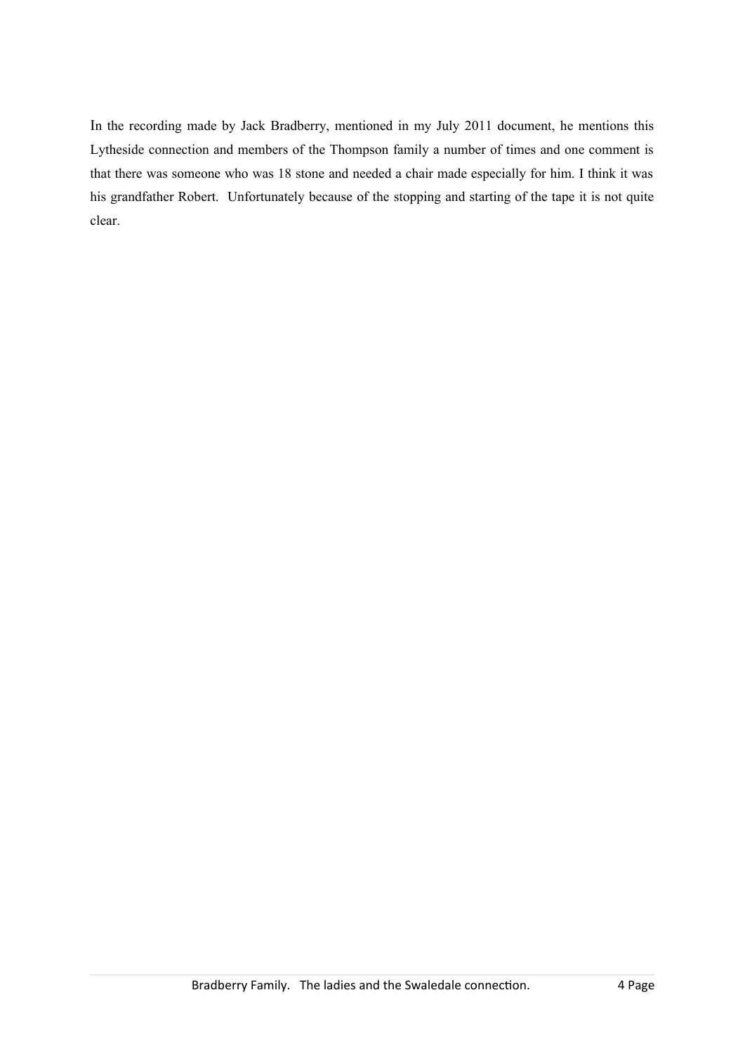In the recording made by Jack Bradberry, mentioned in my July 2011 document, he mentions this Lytheside connection and members of the Thompson family a number of times and one comment is that there was someone who was 18 stone and needed a chair made especially for him. I think it was his grandfather Robert. Unfortunately because of the stopping and starting of the tape it is not quite clear.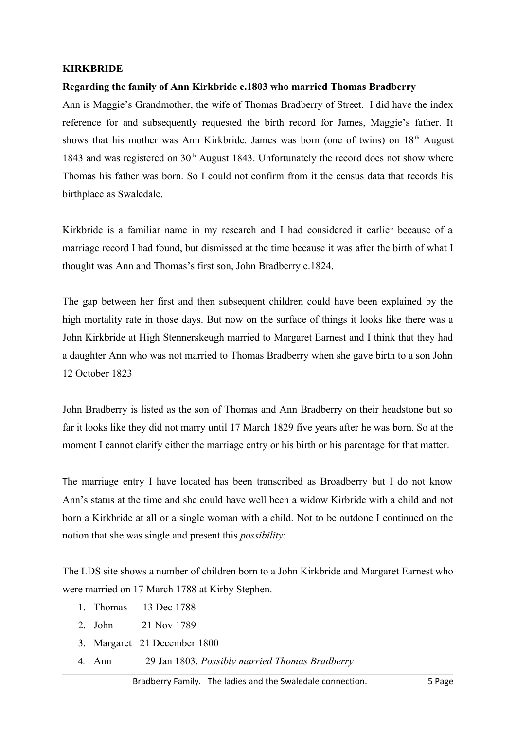**KIRKBRIDE**

**Regarding the family of Ann Kirkbride c.1803 who married Thomas Bradberry**

Ann is Maggie's Grandmother, the wife of Thomas Bradberry of Street. I did have the index reference for and subsequently requested the birth record for James, Maggie's father. It shows that his mother was Ann Kirkbride. James was born (one of twins) on 18th August 1843 and was registered on 30th August 1843. Unfortunately the record does not show where Thomas his father was born. So I could not confirm from it the census data that records his birthplace as Swaledale.

Kirkbride is a familiar name in my research and I had considered it earlier because of a marriage record I had found, but dismissed at the time because it was after the birth of what I thought was Ann and Thomas's first son, John Bradberry c.1824.

The gap between her first and then subsequent children could have been explained by the high mortality rate in those days. But now on the surface of things it looks like there was a John Kirkbride at High Stennerskeugh married to Margaret Earnest and I think that they had a daughter Ann who was not married to Thomas Bradberry when she gave birth to a son John 12 October 1823

John Bradberry is listed as the son of Thomas and Ann Bradberry on their headstone but so far it looks like they did not marry until 17 March 1829 five years after he was born. So at the moment I cannot clarify either the marriage entry or his birth or his parentage for that matter.

The marriage entry I have located has been transcribed as Broadberry but I do not know Ann's status at the time and she could have well been a widow Kirbride with a child and not born a Kirkbride at all or a single woman with a child. Not to be outdone I continued on the notion that she was single and present this *possibility*:

The LDS site shows a number of children born to a John Kirkbride and Margaret Earnest who were married on 17 March 1788 at Kirby Stephen.

1. Thomas 13 Dec 1788
2. John 21 Nov 1789
3. Margaret 21 December 1800
4. Ann 29 Jan 1803. *Possibly married Thomas Bradberry*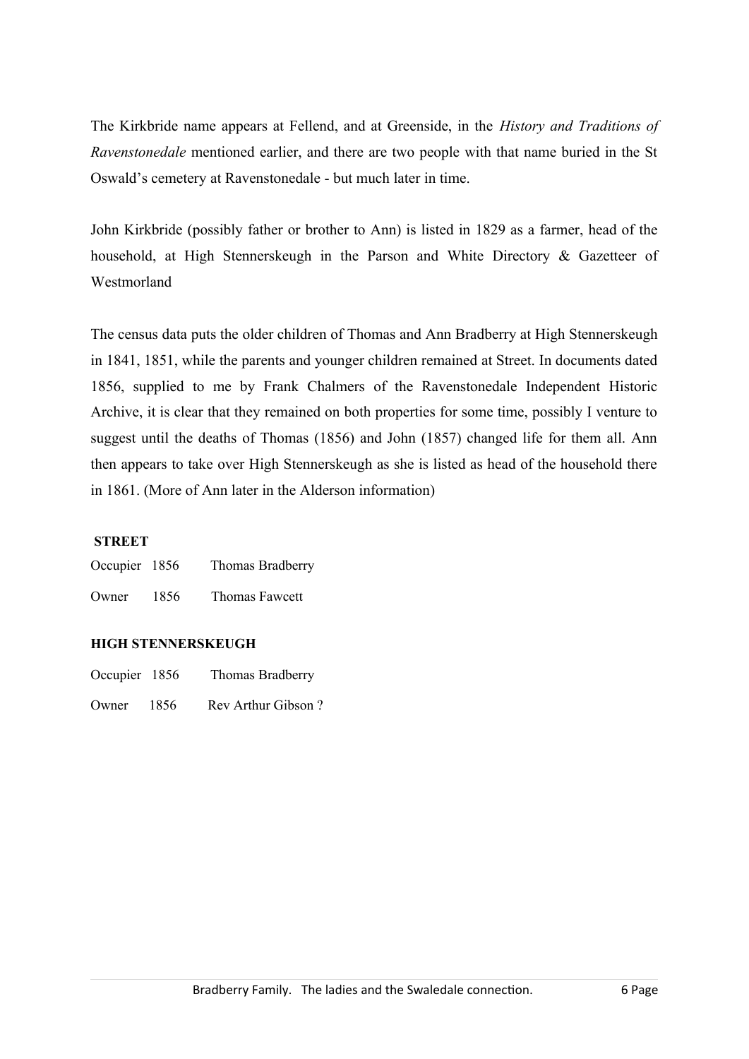The Kirkbride name appears at Fellend, and at Greenside, in the *History and Traditions of Ravenstonedale* mentioned earlier, and there are two people with that name buried in the St Oswald's cemetery at Ravenstonedale - but much later in time.

John Kirkbride (possibly father or brother to Ann) is listed in 1829 as a farmer, head of the household, at High Stennerskeugh in the Parson and White Directory & Gazetteer of Westmorland

The census data puts the older children of Thomas and Ann Bradberry at High Stennerskeugh in 1841, 1851, while the parents and younger children remained at Street. In documents dated 1856, supplied to me by Frank Chalmers of the Ravenstonedale Independent Historic Archive, it is clear that they remained on both properties for some time, possibly I venture to suggest until the deaths of Thomas (1856) and John (1857) changed life for them all. Ann then appears to take over High Stennerskeugh as she is listed as head of the household there in 1861. (More of Ann later in the Alderson information)

**STREET**

Occupier 1856 Thomas Bradberry

Owner 1856 Thomas Fawcett

**HIGH STENNERSKEUGH**

Occupier 1856 Thomas Bradberry

Owner 1856 Rev Arthur Gibson ?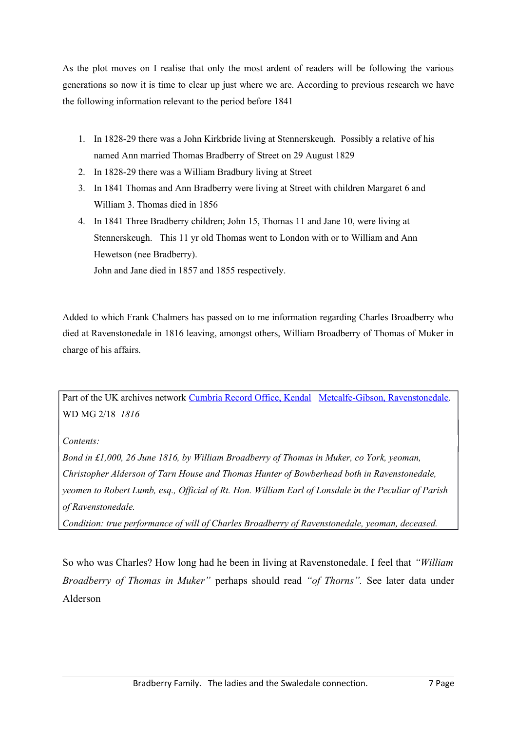As the plot moves on I realise that only the most ardent of readers will be following the various generations so now it is time to clear up just where we are. According to previous research we have the following information relevant to the period before 1841

1. In 1828-29 there was a John Kirkbride living at Stennerskeugh. Possibly a relative of his named Ann married Thomas Bradberry of Street on 29 August 1829
2. In 1828-29 there was a William Bradbury living at Street
3. In 1841 Thomas and Ann Bradberry were living at Street with children Margaret 6 and William 3. Thomas died in 1856
4. In 1841 Three Bradberry children; John 15, Thomas 11 and Jane 10, were living at Stennerskeugh. This 11 yr old Thomas went to London with or to William and Ann Hewetson (nee Bradberry).
   John and Jane died in 1857 and 1855 respectively.

Added to which Frank Chalmers has passed on to me information regarding Charles Broadberry who died at Ravenstonedale in 1816 leaving, amongst others, William Broadberry of Thomas of Muker in charge of his affairs.

> Part of the UK archives network [Cumbria Record Office, Kendal](#) [Metcalfe-Gibson, Ravenstonedale](#).
> WD MG 2/18 *1816*
>
> *Contents:*
> *Bond in £1,000, 26 June 1816, by William Broadberry of Thomas in Muker, co York, yeoman, Christopher Alderson of Tarn House and Thomas Hunter of Bowberhead both in Ravenstonedale, yeomen to Robert Lumb, esq., Official of Rt. Hon. William Earl of Lonsdale in the Peculiar of Parish of Ravenstonedale.*
> *Condition: true performance of will of Charles Broadberry of Ravenstonedale, yeoman, deceased.*

So who was Charles? How long had he been in living at Ravenstonedale. I feel that *"William Broadberry of Thomas in Muker"* perhaps should read *"of Thorns"*. See later data under Alderson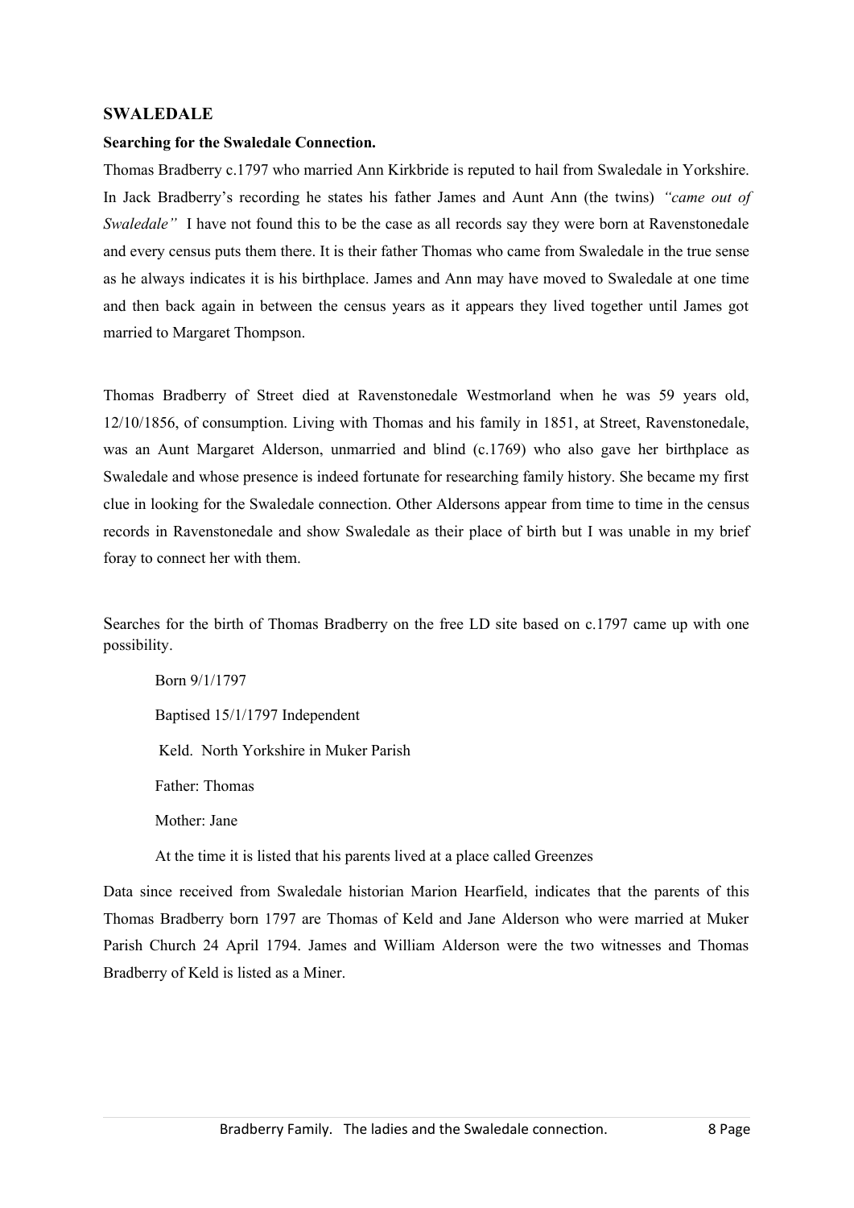## SWALEDALE

**Searching for the Swaledale Connection.**

Thomas Bradberry c.1797 who married Ann Kirkbride is reputed to hail from Swaledale in Yorkshire. In Jack Bradberry's recording he states his father James and Aunt Ann (the twins) *"came out of Swaledale"* I have not found this to be the case as all records say they were born at Ravenstonedale and every census puts them there. It is their father Thomas who came from Swaledale in the true sense as he always indicates it is his birthplace. James and Ann may have moved to Swaledale at one time and then back again in between the census years as it appears they lived together until James got married to Margaret Thompson.

Thomas Bradberry of Street died at Ravenstonedale Westmorland when he was 59 years old, 12/10/1856, of consumption. Living with Thomas and his family in 1851, at Street, Ravenstonedale, was an Aunt Margaret Alderson, unmarried and blind (c.1769) who also gave her birthplace as Swaledale and whose presence is indeed fortunate for researching family history. She became my first clue in looking for the Swaledale connection. Other Aldersons appear from time to time in the census records in Ravenstonedale and show Swaledale as their place of birth but I was unable in my brief foray to connect her with them.

Searches for the birth of Thomas Bradberry on the free LD site based on c.1797 came up with one possibility.

Born 9/1/1797

Baptised 15/1/1797 Independent

Keld. North Yorkshire in Muker Parish

Father: Thomas

Mother: Jane

At the time it is listed that his parents lived at a place called Greenzes

Data since received from Swaledale historian Marion Hearfield, indicates that the parents of this Thomas Bradberry born 1797 are Thomas of Keld and Jane Alderson who were married at Muker Parish Church 24 April 1794. James and William Alderson were the two witnesses and Thomas Bradberry of Keld is listed as a Miner.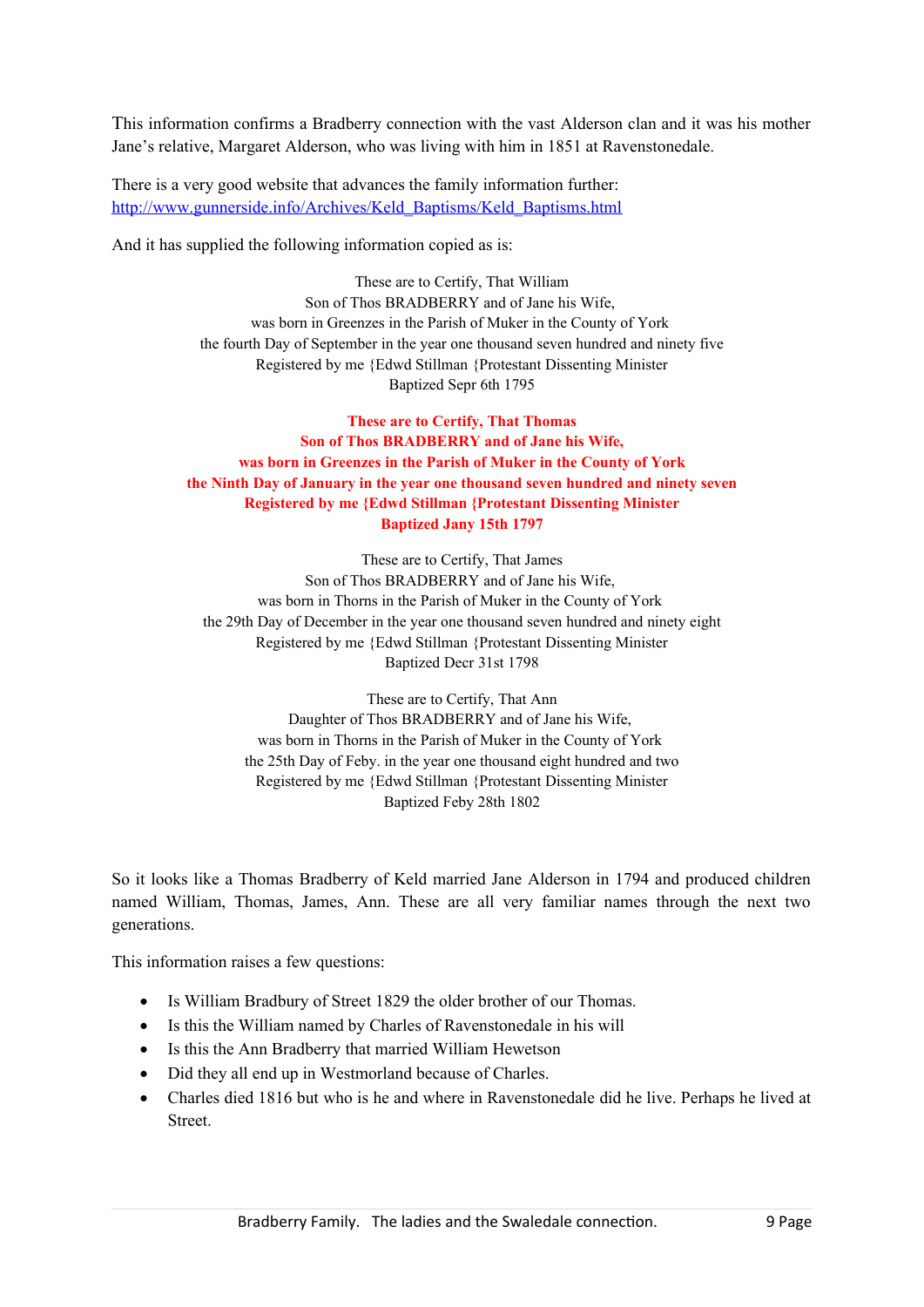This information confirms a Bradberry connection with the vast Alderson clan and it was his mother Jane's relative, Margaret Alderson, who was living with him in 1851 at Ravenstonedale.

There is a very good website that advances the family information further: [http://www.gunnerside.info/Archives/Keld_Baptisms/Keld_Baptisms.html](http://www.gunnerside.info/Archives/Keld_Baptisms/Keld_Baptisms.html)

And it has supplied the following information copied as is:

These are to Certify, That William  
Son of Thos BRADBERRY and of Jane his Wife,  
was born in Greenzes in the Parish of Muker in the County of York  
the fourth Day of September in the year one thousand seven hundred and ninety five  
Registered by me {Edwd Stillman {Protestant Dissenting Minister  
Baptized Sepr 6th 1795

**These are to Certify, That Thomas**  
**Son of Thos BRADBERRY and of Jane his Wife,**  
**was born in Greenzes in the Parish of Muker in the County of York**  
**the Ninth Day of January in the year one thousand seven hundred and ninety seven**  
**Registered by me {Edwd Stillman {Protestant Dissenting Minister**  
**Baptized Jany 15th 1797**

These are to Certify, That James  
Son of Thos BRADBERRY and of Jane his Wife,  
was born in Thorns in the Parish of Muker in the County of York  
the 29th Day of December in the year one thousand seven hundred and ninety eight  
Registered by me {Edwd Stillman {Protestant Dissenting Minister  
Baptized Decr 31st 1798

These are to Certify, That Ann  
Daughter of Thos BRADBERRY and of Jane his Wife,  
was born in Thorns in the Parish of Muker in the County of York  
the 25th Day of Feby. in the year one thousand eight hundred and two  
Registered by me {Edwd Stillman {Protestant Dissenting Minister  
Baptized Feby 28th 1802

So it looks like a Thomas Bradberry of Keld married Jane Alderson in 1794 and produced children named William, Thomas, James, Ann. These are all very familiar names through the next two generations.

This information raises a few questions:

- Is William Bradbury of Street 1829 the older brother of our Thomas.
- Is this the William named by Charles of Ravenstonedale in his will
- Is this the Ann Bradberry that married William Hewetson
- Did they all end up in Westmorland because of Charles.
- Charles died 1816 but who is he and where in Ravenstonedale did he live. Perhaps he lived at Street.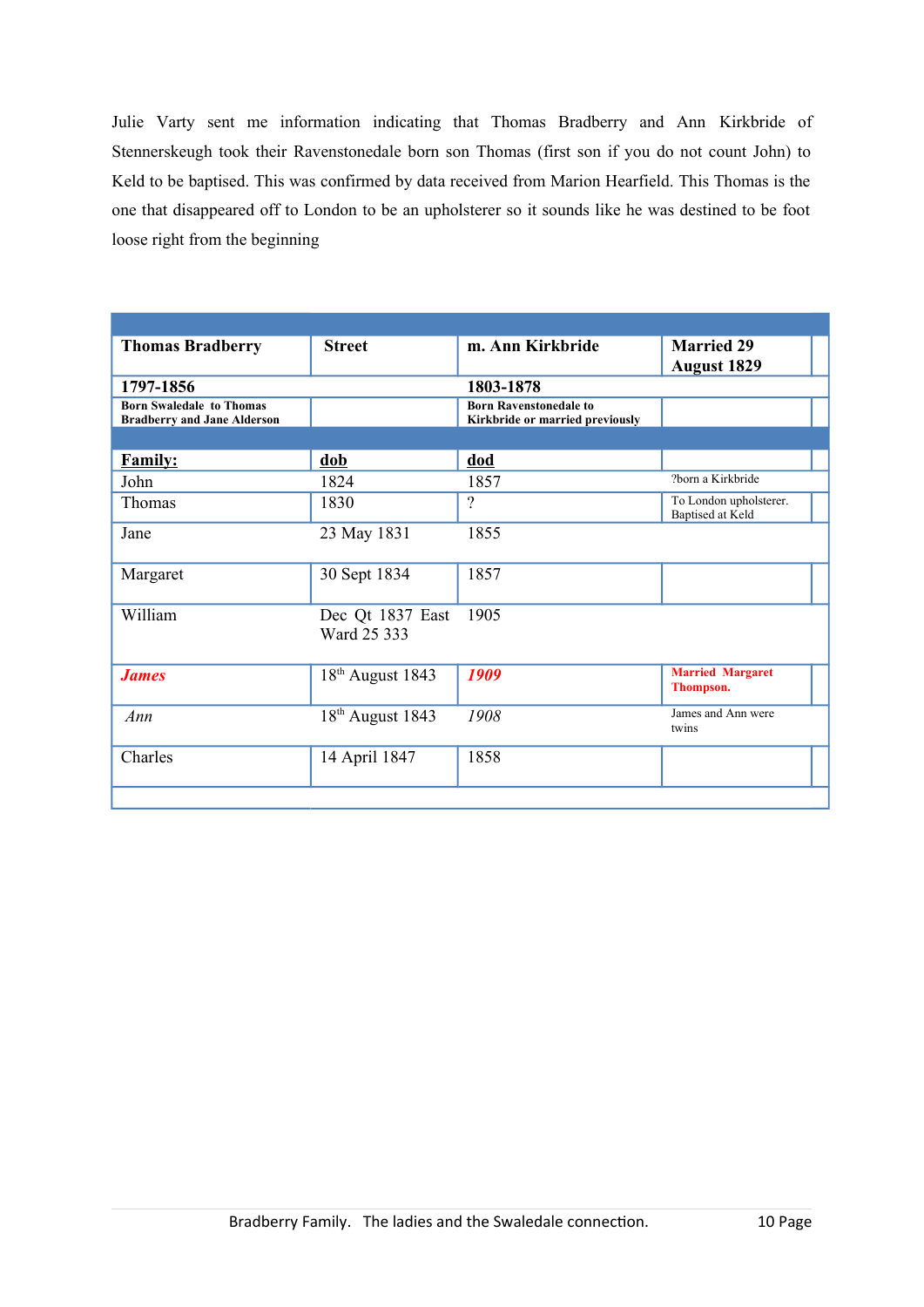Julie Varty sent me information indicating that Thomas Bradberry and Ann Kirkbride of Stennerskeugh took their Ravenstonedale born son Thomas (first son if you do not count John) to Keld to be baptised. This was confirmed by data received from Marion Hearfield. This Thomas is the one that disappeared off to London to be an upholsterer so it sounds like he was destined to be foot loose right from the beginning

| | | | |
|---|---|---|---|
| **Thomas Bradberry** | **Street** | **m. Ann Kirkbride** | **Married 29 August 1829** |
| **1797-1856** | | **1803-1878** | |
| **Born Swaledale to Thomas Bradberry and Jane Alderson** | | **Born Ravenstonedale to Kirkbride or married previously** | |
| | | | |
| **Family:** | **dob** | **dod** | |
| John | 1824 | 1857 | ?born a Kirkbride |
| Thomas | 1830 | ? | To London upholsterer. Baptised at Keld |
| Jane | 23 May 1831 | 1855 | |
| Margaret | 30 Sept 1834 | 1857 | |
| William | Dec Qt 1837 East Ward 25 333 | 1905 | |
| ***James*** | 18th August 1843 | ***1909*** | **Married Margaret Thompson.** |
| *Ann* | 18th August 1843 | *1908* | James and Ann were twins |
| Charles | 14 April 1847 | 1858 | |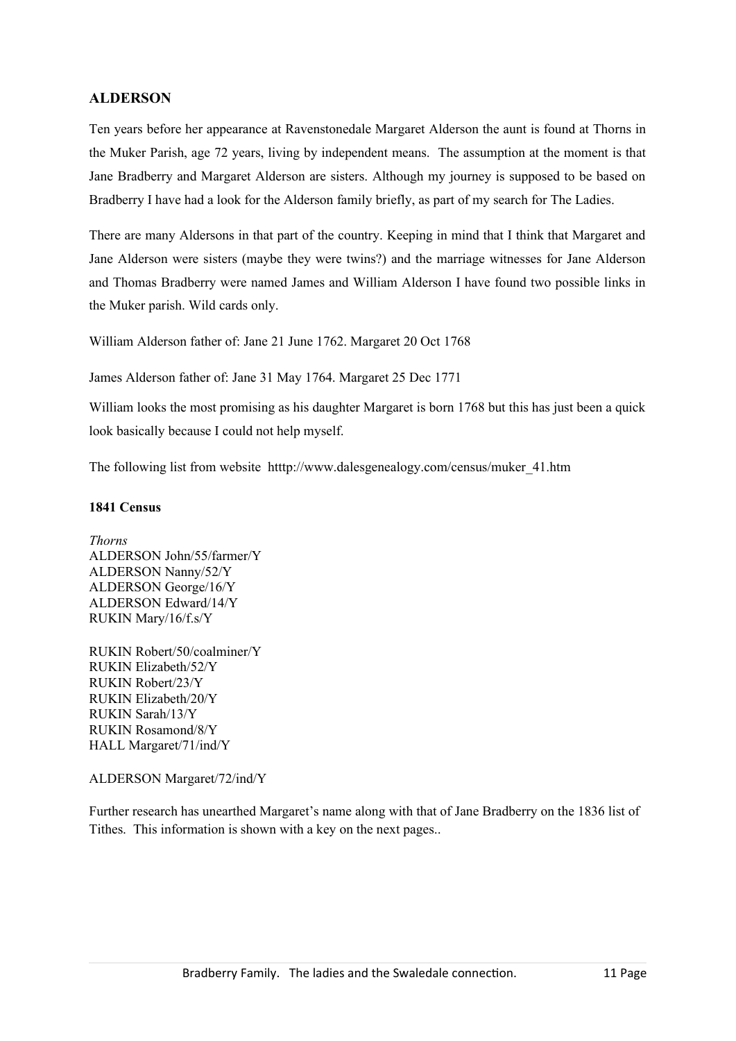## ALDERSON

Ten years before her appearance at Ravenstonedale Margaret Alderson the aunt is found at Thorns in the Muker Parish, age 72 years, living by independent means. The assumption at the moment is that Jane Bradberry and Margaret Alderson are sisters. Although my journey is supposed to be based on Bradberry I have had a look for the Alderson family briefly, as part of my search for The Ladies.

There are many Aldersons in that part of the country. Keeping in mind that I think that Margaret and Jane Alderson were sisters (maybe they were twins?) and the marriage witnesses for Jane Alderson and Thomas Bradberry were named James and William Alderson I have found two possible links in the Muker parish. Wild cards only.

William Alderson father of: Jane 21 June 1762. Margaret 20 Oct 1768

James Alderson father of: Jane 31 May 1764. Margaret 25 Dec 1771

William looks the most promising as his daughter Margaret is born 1768 but this has just been a quick look basically because I could not help myself.

The following list from website htttp://www.dalesgenealogy.com/census/muker_41.htm

**1841 Census**

*Thorns*
ALDERSON John/55/farmer/Y
ALDERSON Nanny/52/Y
ALDERSON George/16/Y
ALDERSON Edward/14/Y
RUKIN Mary/16/f.s/Y

RUKIN Robert/50/coalminer/Y
RUKIN Elizabeth/52/Y
RUKIN Robert/23/Y
RUKIN Elizabeth/20/Y
RUKIN Sarah/13/Y
RUKIN Rosamond/8/Y
HALL Margaret/71/ind/Y

ALDERSON Margaret/72/ind/Y

Further research has unearthed Margaret's name along with that of Jane Bradberry on the 1836 list of Tithes. This information is shown with a key on the next pages..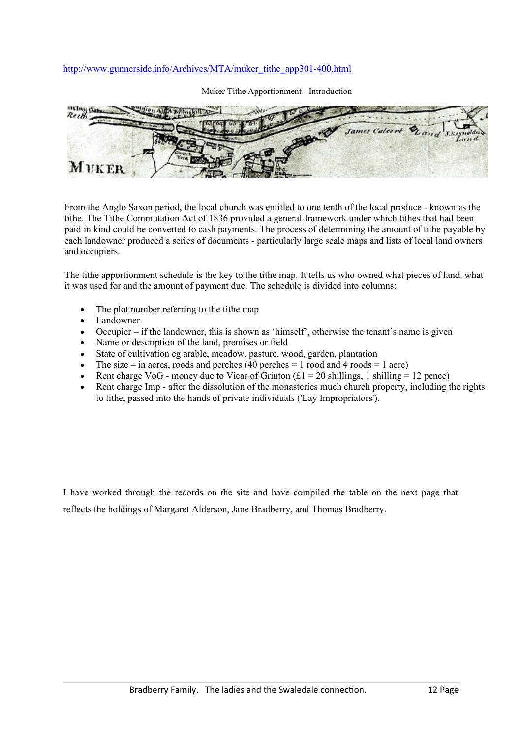http://www.gunnerside.info/Archives/MTA/muker_tithe_app301-400.html

Muker Tithe Apportionment - Introduction

From the Anglo Saxon period, the local church was entitled to one tenth of the local produce - known as the tithe. The Tithe Commutation Act of 1836 provided a general framework under which tithes that had been paid in kind could be converted to cash payments. The process of determining the amount of tithe payable by each landowner produced a series of documents - particularly large scale maps and lists of local land owners and occupiers.

The tithe apportionment schedule is the key to the tithe map. It tells us who owned what pieces of land, what it was used for and the amount of payment due. The schedule is divided into columns:

- The plot number referring to the tithe map
- Landowner
- Occupier – if the landowner, this is shown as 'himself', otherwise the tenant's name is given
- Name or description of the land, premises or field
- State of cultivation eg arable, meadow, pasture, wood, garden, plantation
- The size – in acres, roods and perches (40 perches = 1 rood and 4 roods = 1 acre)
- Rent charge VoG - money due to Vicar of Grinton (£1 = 20 shillings, 1 shilling = 12 pence)
- Rent charge Imp - after the dissolution of the monasteries much church property, including the rights to tithe, passed into the hands of private individuals ('Lay Impropriators').

I have worked through the records on the site and have compiled the table on the next page that reflects the holdings of Margaret Alderson, Jane Bradberry, and Thomas Bradberry.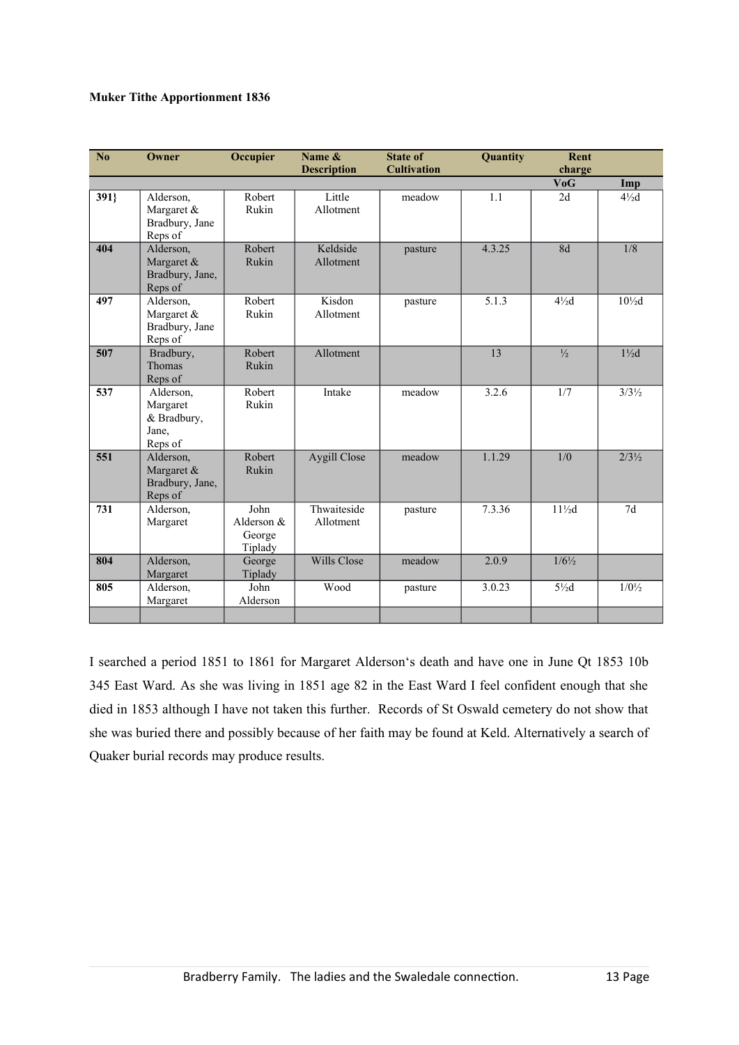**Muker Tithe Apportionment 1836**

| No | Owner | Occupier | Name & Description | State of Cultivation | Quantity | Rent charge | |
|---|---|---|---|---|---|---|---|
| | | | | | | VoG | Imp |
| 391} | Alderson, Margaret & Bradbury, Jane Reps of | Robert Rukin | Little Allotment | meadow | 1.1 | 2d | 4½d |
| 404 | Alderson, Margaret & Bradbury, Jane, Reps of | Robert Rukin | Keldside Allotment | pasture | 4.3.25 | 8d | 1/8 |
| 497 | Alderson, Margaret & Bradbury, Jane Reps of | Robert Rukin | Kisdon Allotment | pasture | 5.1.3 | 4½d | 10½d |
| 507 | Bradbury, Thomas Reps of | Robert Rukin | Allotment | | 13 | ½ | 1½d |
| 537 | Alderson, Margaret & Bradbury, Jane, Reps of | Robert Rukin | Intake | meadow | 3.2.6 | 1/7 | 3/3½ |
| 551 | Alderson, Margaret & Bradbury, Jane, Reps of | Robert Rukin | Aygill Close | meadow | 1.1.29 | 1/0 | 2/3½ |
| 731 | Alderson, Margaret | John Alderson & George Tiplady | Thwaiteside Allotment | pasture | 7.3.36 | 11½d | 7d |
| 804 | Alderson, Margaret | George Tiplady | Wills Close | meadow | 2.0.9 | 1/6½ | |
| 805 | Alderson, Margaret | John Alderson | Wood | pasture | 3.0.23 | 5½d | 1/0½ |
| | | | | | | | |

I searched a period 1851 to 1861 for Margaret Alderson's death and have one in June Qt 1853 10b 345 East Ward. As she was living in 1851 age 82 in the East Ward I feel confident enough that she died in 1853 although I have not taken this further. Records of St Oswald cemetery do not show that she was buried there and possibly because of her faith may be found at Keld. Alternatively a search of Quaker burial records may produce results.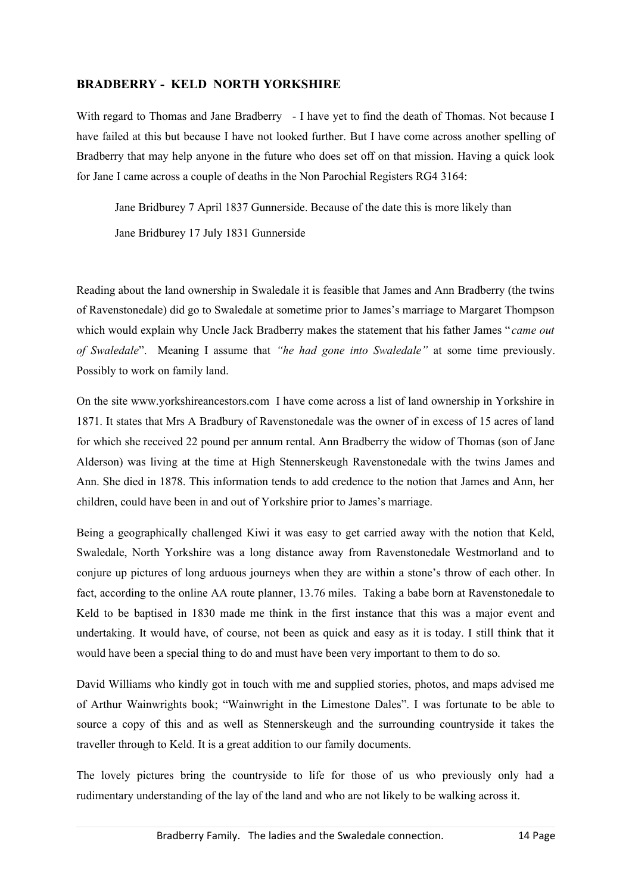## BRADBERRY - KELD NORTH YORKSHIRE

With regard to Thomas and Jane Bradberry - I have yet to find the death of Thomas. Not because I have failed at this but because I have not looked further. But I have come across another spelling of Bradberry that may help anyone in the future who does set off on that mission. Having a quick look for Jane I came across a couple of deaths in the Non Parochial Registers RG4 3164:

> Jane Bridburey 7 April 1837 Gunnerside. Because of the date this is more likely than
>
> Jane Bridburey 17 July 1831 Gunnerside

Reading about the land ownership in Swaledale it is feasible that James and Ann Bradberry (the twins of Ravenstonedale) did go to Swaledale at sometime prior to James's marriage to Margaret Thompson which would explain why Uncle Jack Bradberry makes the statement that his father James "*came out of Swaledale*". Meaning I assume that *"he had gone into Swaledale"* at some time previously. Possibly to work on family land.

On the site www.yorkshireancestors.com I have come across a list of land ownership in Yorkshire in 1871. It states that Mrs A Bradbury of Ravenstonedale was the owner of in excess of 15 acres of land for which she received 22 pound per annum rental. Ann Bradberry the widow of Thomas (son of Jane Alderson) was living at the time at High Stennerskeugh Ravenstonedale with the twins James and Ann. She died in 1878. This information tends to add credence to the notion that James and Ann, her children, could have been in and out of Yorkshire prior to James's marriage.

Being a geographically challenged Kiwi it was easy to get carried away with the notion that Keld, Swaledale, North Yorkshire was a long distance away from Ravenstonedale Westmorland and to conjure up pictures of long arduous journeys when they are within a stone's throw of each other. In fact, according to the online AA route planner, 13.76 miles. Taking a babe born at Ravenstonedale to Keld to be baptised in 1830 made me think in the first instance that this was a major event and undertaking. It would have, of course, not been as quick and easy as it is today. I still think that it would have been a special thing to do and must have been very important to them to do so.

David Williams who kindly got in touch with me and supplied stories, photos, and maps advised me of Arthur Wainwrights book; "Wainwright in the Limestone Dales". I was fortunate to be able to source a copy of this and as well as Stennerskeugh and the surrounding countryside it takes the traveller through to Keld. It is a great addition to our family documents.

The lovely pictures bring the countryside to life for those of us who previously only had a rudimentary understanding of the lay of the land and who are not likely to be walking across it.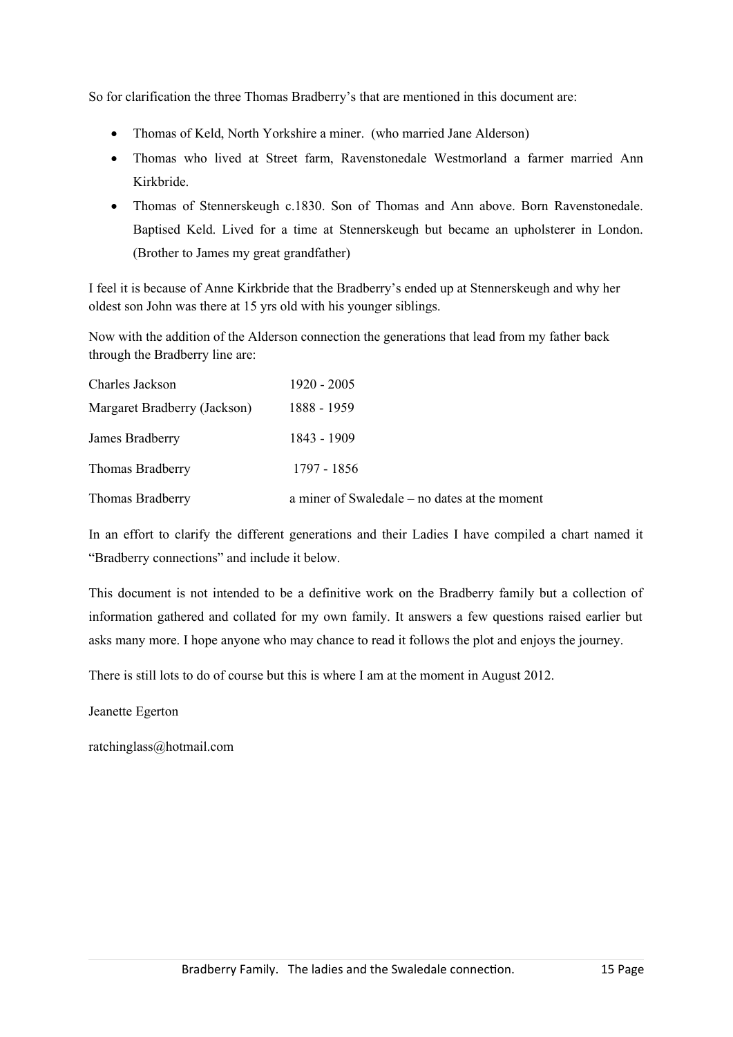So for clarification the three Thomas Bradberry's that are mentioned in this document are:

- Thomas of Keld, North Yorkshire a miner. (who married Jane Alderson)
- Thomas who lived at Street farm, Ravenstonedale Westmorland a farmer married Ann Kirkbride.
- Thomas of Stennerskeugh c.1830. Son of Thomas and Ann above. Born Ravenstonedale. Baptised Keld. Lived for a time at Stennerskeugh but became an upholsterer in London. (Brother to James my great grandfather)

I feel it is because of Anne Kirkbride that the Bradberry's ended up at Stennerskeugh and why her oldest son John was there at 15 yrs old with his younger siblings.

Now with the addition of the Alderson connection the generations that lead from my father back through the Bradberry line are:

| | |
|---|---|
| Charles Jackson | 1920 - 2005 |
| Margaret Bradberry (Jackson) | 1888 - 1959 |
| James Bradberry | 1843 - 1909 |
| Thomas Bradberry | 1797 - 1856 |
| Thomas Bradberry | a miner of Swaledale – no dates at the moment |

In an effort to clarify the different generations and their Ladies I have compiled a chart named it "Bradberry connections" and include it below.

This document is not intended to be a definitive work on the Bradberry family but a collection of information gathered and collated for my own family. It answers a few questions raised earlier but asks many more. I hope anyone who may chance to read it follows the plot and enjoys the journey.

There is still lots to do of course but this is where I am at the moment in August 2012.

Jeanette Egerton

ratchinglass@hotmail.com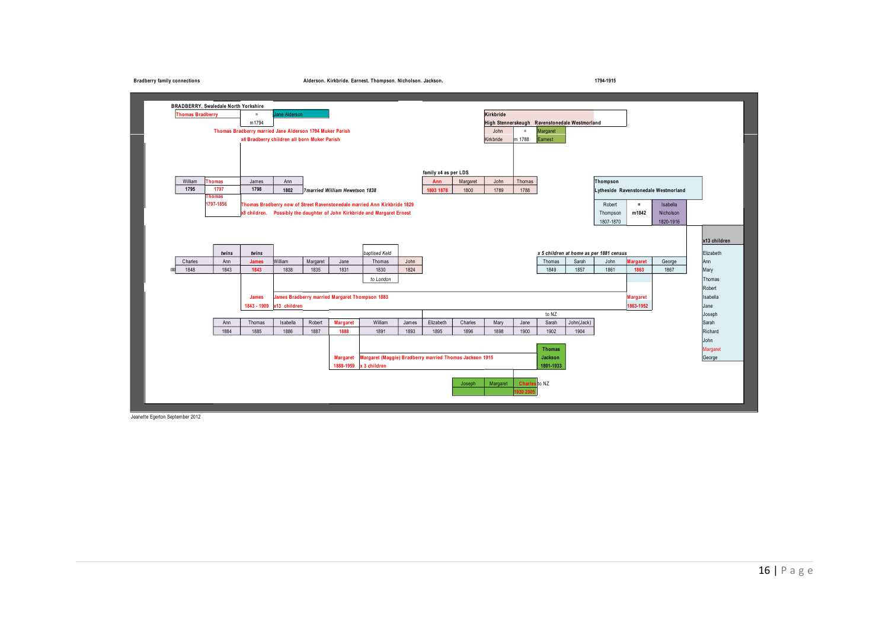**Bradberry family connections** — **Alderson. Kirkbride. Earnest. Thompson. Nicholson. Jackson.** — **1794-1915**

## BRADBERRY. Swaledale North Yorkshire

Thomas Bradberry = Jane Alderson, m1794

**Thomas Bradberry married Jane Alderson 1794 Muker Parish**

**x4 Bradberry children all born Muker Parish**

| William | Thomas | James | Ann |
|---|---|---|---|
| 1795 | 1797 | 1798 | 1802 |

*?married William Hewetson 1838*

Thomas 1797-1856

**Thomas Bradberry now of Street Ravenstonedale married Ann Kirkbride 1829**

**x8 children. Possibly the daughter of John Kirkbride and Margaret Ernest**

## Kirkbride

**High Stennerskeugh Ravenstonedale Westmorland**

John Kirkbride = Margaret Earnest, m 1788

**family x4 as per LDS**

| Ann | Margaret | John | Thomas |
|---|---|---|---|
| 1803 1878 | 1800 | 1789 | 1788 |

## Thompson

**Lytheside Ravenstonedale Westmorland**

Robert Thompson 1807-1870 = Isabella Nicholson 1820-1916, m1842

**x13 children**

Elizabeth, Ann, Mary, Thomas, Robert, Isabella, Jane, Joseph, Sarah, Richard, John, Margaret, George

***x 5 children at home as per 1881 census***

| Thomas | Sarah | John | Margaret | George |
|---|---|---|---|---|
| 1849 | 1857 | 1861 | 1863 | 1867 |

Margaret 1863-1952

## Children of Thomas Bradberry and Ann Kirkbride

| Charles | Ann (*twins*) | James (*twins*) | William | Margaret | Jane | Thomas | John |
|---|---|---|---|---|---|---|---|
| 1848 | 1843 | 1843 | 1838 | 1835 | 1831 | 1830 | 1824 |

Thomas: *baptised Keld*, *to London*

James 1843 - 1909

**James Bradberry married Margaret Thompson 1883**

**x13 children**

| Ann | Thomas | Isabella | Robert | Margaret | William | James | Elizabeth | Charles | Mary | Jane | Sarah | John(Jack) |
|---|---|---|---|---|---|---|---|---|---|---|---|---|
| 1884 | 1885 | 1886 | 1887 | 1888 | 1891 | 1893 | 1895 | 1896 | 1898 | 1900 | 1902 | 1904 |

Sarah: to NZ

Margaret 1888-1959

**Margaret (Maggie) Bradberry married Thomas Jackson 1915**

**x 3 children**

**Thomas Jackson 1891-1933**

| Joseph | Margaret | Charles |
|---|---|---|
| | | 1920 2005 |

Charles: to NZ

Jeanette Egerton September 2012